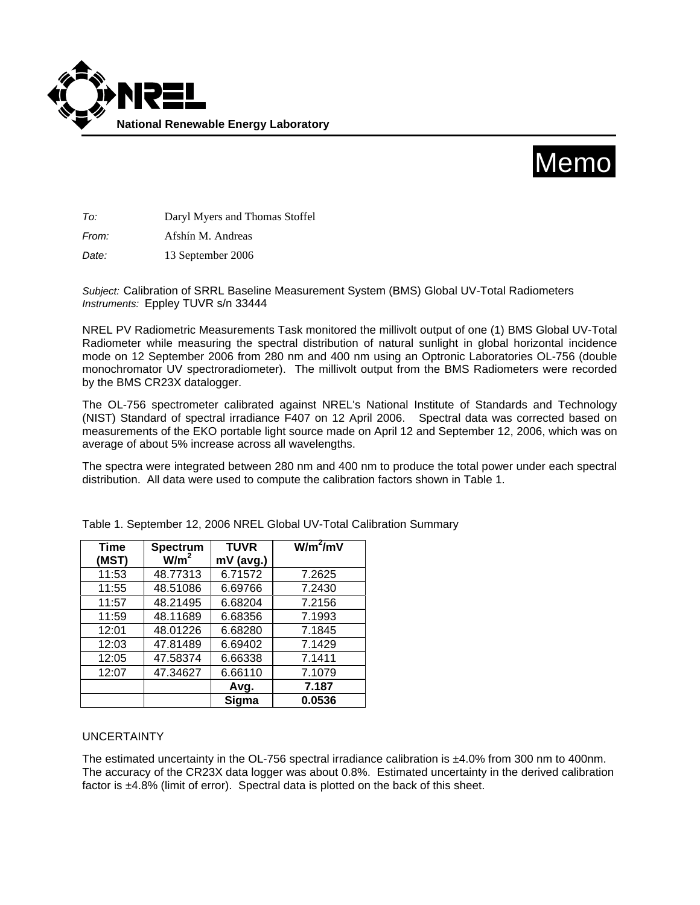**National Renewable Energy Laboratory**

# Memo

*To:* Daryl Myers and Thomas Stoffel

*From:* Afshín M. Andreas

*Date:* 13 September 2006

*Subject:* Calibration of SRRL Baseline Measurement System (BMS) Global UV-Total Radiometers
*Instruments:* Eppley TUVR s/n 33444

NREL PV Radiometric Measurements Task monitored the millivolt output of one (1) BMS Global UV-Total Radiometer while measuring the spectral distribution of natural sunlight in global horizontal incidence mode on 12 September 2006 from 280 nm and 400 nm using an Optronic Laboratories OL-756 (double monochromator UV spectroradiometer). The millivolt output from the BMS Radiometers were recorded by the BMS CR23X datalogger.

The OL-756 spectrometer calibrated against NREL's National Institute of Standards and Technology (NIST) Standard of spectral irradiance F407 on 12 April 2006. Spectral data was corrected based on measurements of the EKO portable light source made on April 12 and September 12, 2006, which was on average of about 5% increase across all wavelengths.

The spectra were integrated between 280 nm and 400 nm to produce the total power under each spectral distribution. All data were used to compute the calibration factors shown in Table 1.

Table 1. September 12, 2006 NREL Global UV-Total Calibration Summary

| Time (MST) | Spectrum $W/m^2$ | TUVR mV (avg.) | $W/m^2/mV$ |
|---|---|---|---|
| 11:53 | 48.77313 | 6.71572 | 7.2625 |
| 11:55 | 48.51086 | 6.69766 | 7.2430 |
| 11:57 | 48.21495 | 6.68204 | 7.2156 |
| 11:59 | 48.11689 | 6.68356 | 7.1993 |
| 12:01 | 48.01226 | 6.68280 | 7.1845 |
| 12:03 | 47.81489 | 6.69402 | 7.1429 |
| 12:05 | 47.58374 | 6.66338 | 7.1411 |
| 12:07 | 47.34627 | 6.66110 | 7.1079 |
| | | **Avg.** | **7.187** |
| | | **Sigma** | **0.0536** |

UNCERTAINTY

The estimated uncertainty in the OL-756 spectral irradiance calibration is ±4.0% from 300 nm to 400nm. The accuracy of the CR23X data logger was about 0.8%. Estimated uncertainty in the derived calibration factor is ±4.8% (limit of error). Spectral data is plotted on the back of this sheet.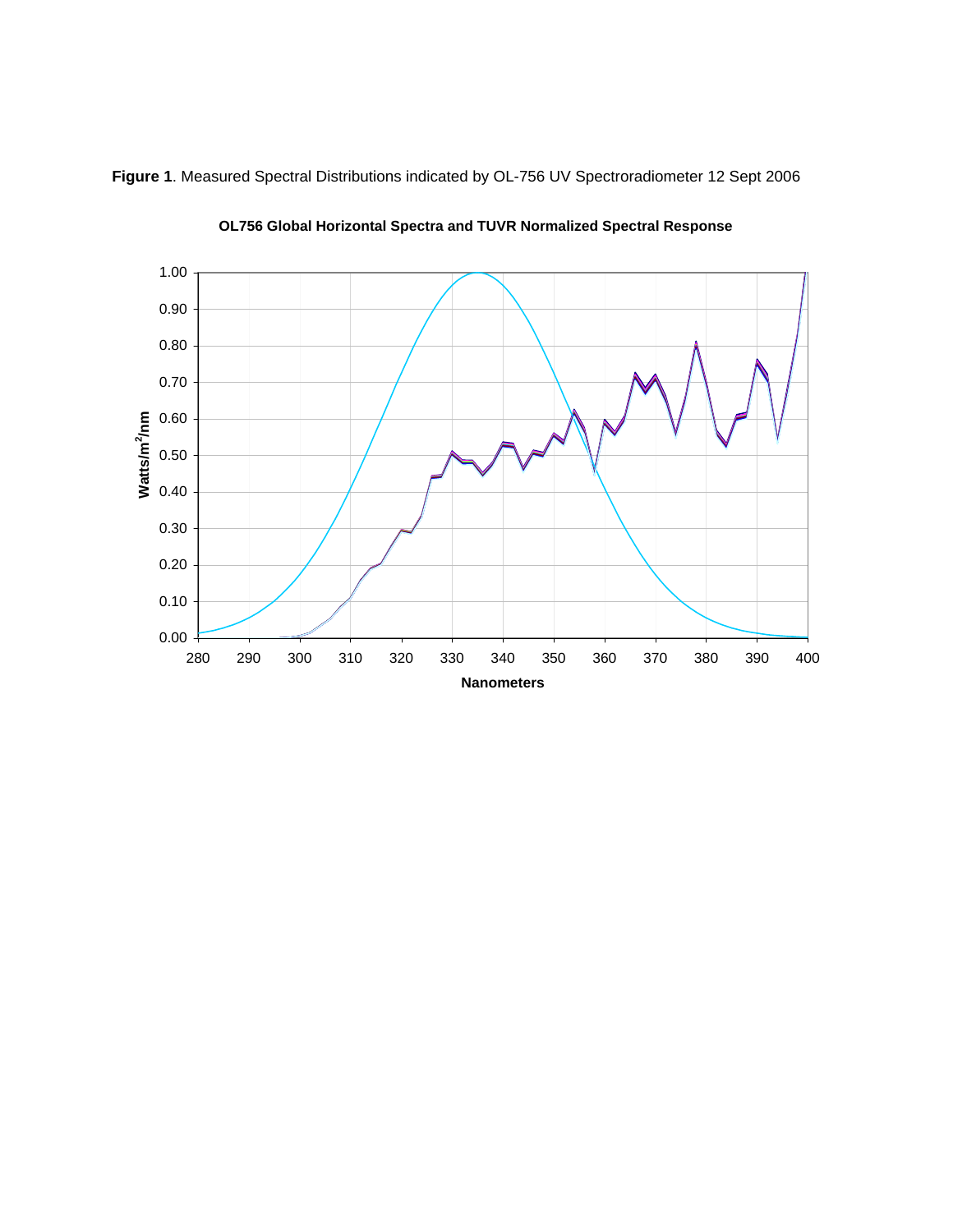**Figure 1**. Measured Spectral Distributions indicated by OL-756 UV Spectroradiometer 12 Sept 2006

**OL756 Global Horizontal Spectra and TUVR Normalized Spectral Response**

Watts/m$^2$/nm

1.00
0.90
0.80
0.70
0.60
0.50
0.40
0.30
0.20
0.10
0.00

280 290 300 310 320 330 340 350 360 370 380 390 400

**Nanometers**